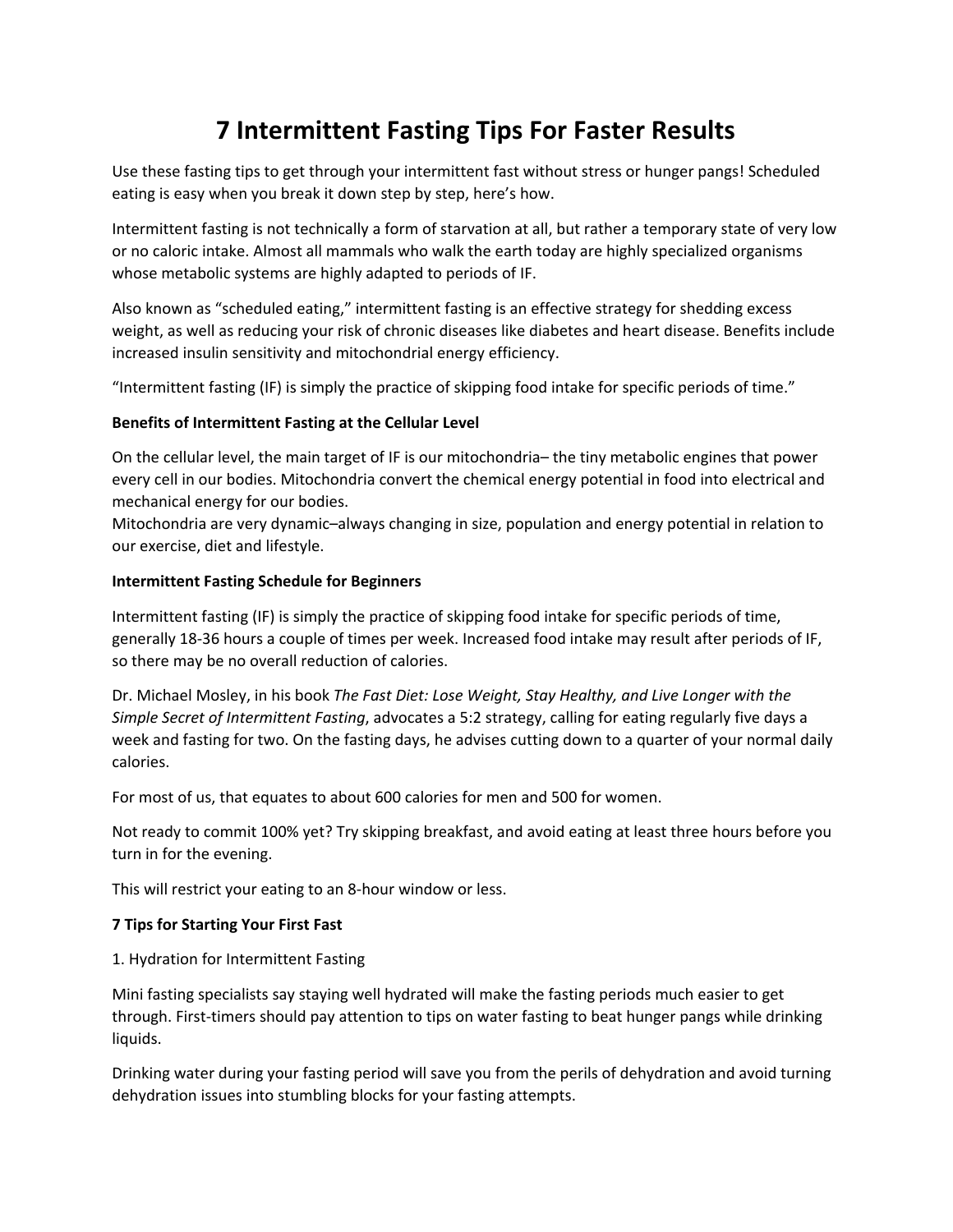# 7 Intermittent Fasting Tips For Faster Results

Use these fasting tips to get through your intermittent fast without stress or hunger pangs! Scheduled eating is easy when you break it down step by step, here's how.

Intermittent fasting is not technically a form of starvation at all, but rather a temporary state of very low or no caloric intake. Almost all mammals who walk the earth today are highly specialized organisms whose metabolic systems are highly adapted to periods of IF.

Also known as "scheduled eating," intermittent fasting is an effective strategy for shedding excess weight, as well as reducing your risk of chronic diseases like diabetes and heart disease. Benefits include increased insulin sensitivity and mitochondrial energy efficiency.

"Intermittent fasting (IF) is simply the practice of skipping food intake for specific periods of time."

**Benefits of Intermittent Fasting at the Cellular Level**

On the cellular level, the main target of IF is our mitochondria– the tiny metabolic engines that power every cell in our bodies. Mitochondria convert the chemical energy potential in food into electrical and mechanical energy for our bodies.
Mitochondria are very dynamic–always changing in size, population and energy potential in relation to our exercise, diet and lifestyle.

**Intermittent Fasting Schedule for Beginners**

Intermittent fasting (IF) is simply the practice of skipping food intake for specific periods of time, generally 18-36 hours a couple of times per week. Increased food intake may result after periods of IF, so there may be no overall reduction of calories.

Dr. Michael Mosley, in his book *The Fast Diet: Lose Weight, Stay Healthy, and Live Longer with the Simple Secret of Intermittent Fasting*, advocates a 5:2 strategy, calling for eating regularly five days a week and fasting for two. On the fasting days, he advises cutting down to a quarter of your normal daily calories.

For most of us, that equates to about 600 calories for men and 500 for women.

Not ready to commit 100% yet? Try skipping breakfast, and avoid eating at least three hours before you turn in for the evening.

This will restrict your eating to an 8-hour window or less.

**7 Tips for Starting Your First Fast**

1. Hydration for Intermittent Fasting

Mini fasting specialists say staying well hydrated will make the fasting periods much easier to get through. First-timers should pay attention to tips on water fasting to beat hunger pangs while drinking liquids.

Drinking water during your fasting period will save you from the perils of dehydration and avoid turning dehydration issues into stumbling blocks for your fasting attempts.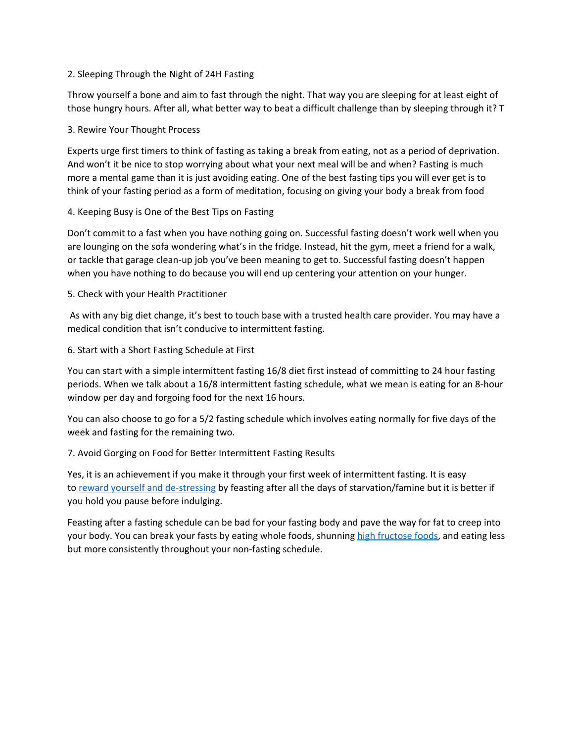## 2. Sleeping Through the Night of 24H Fasting

Throw yourself a bone and aim to fast through the night. That way you are sleeping for at least eight of those hungry hours. After all, what better way to beat a difficult challenge than by sleeping through it? T

## 3. Rewire Your Thought Process

Experts urge first timers to think of fasting as taking a break from eating, not as a period of deprivation. And won't it be nice to stop worrying about what your next meal will be and when? Fasting is much more a mental game than it is just avoiding eating. One of the best fasting tips you will ever get is to think of your fasting period as a form of meditation, focusing on giving your body a break from food

## 4. Keeping Busy is One of the Best Tips on Fasting

Don't commit to a fast when you have nothing going on. Successful fasting doesn't work well when you are lounging on the sofa wondering what's in the fridge. Instead, hit the gym, meet a friend for a walk, or tackle that garage clean-up job you've been meaning to get to. Successful fasting doesn't happen when you have nothing to do because you will end up centering your attention on your hunger.

## 5. Check with your Health Practitioner

As with any big diet change, it's best to touch base with a trusted health care provider. You may have a medical condition that isn't conducive to intermittent fasting.

## 6. Start with a Short Fasting Schedule at First

You can start with a simple intermittent fasting 16/8 diet first instead of committing to 24 hour fasting periods. When we talk about a 16/8 intermittent fasting schedule, what we mean is eating for an 8-hour window per day and forgoing food for the next 16 hours.

You can also choose to go for a 5/2 fasting schedule which involves eating normally for five days of the week and fasting for the remaining two.

## 7. Avoid Gorging on Food for Better Intermittent Fasting Results

Yes, it is an achievement if you make it through your first week of intermittent fasting. It is easy to reward yourself and de-stressing by feasting after all the days of starvation/famine but it is better if you hold you pause before indulging.

Feasting after a fasting schedule can be bad for your fasting body and pave the way for fat to creep into your body. You can break your fasts by eating whole foods, shunning high fructose foods, and eating less but more consistently throughout your non-fasting schedule.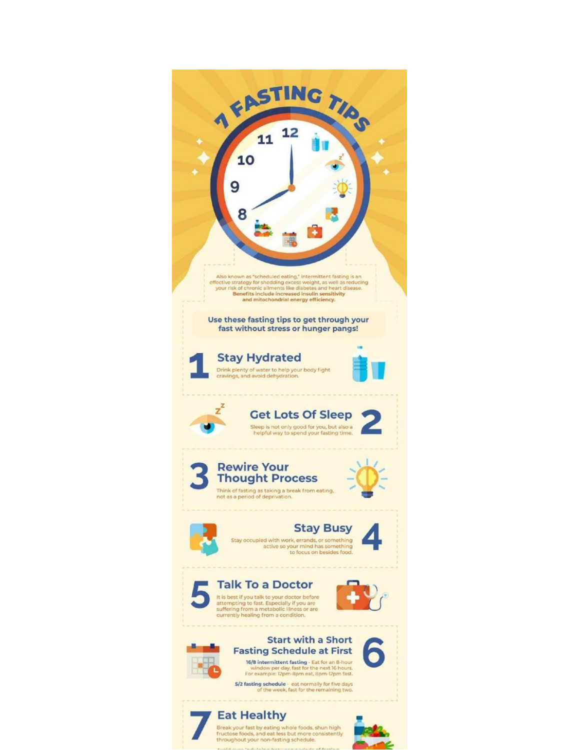# 7 FASTING TIPS

Also known as "scheduled eating," intermittent fasting is an effective strategy for shedding excess weight, as well as reducing your risk of chronic ailments like diabetes and heart disease. **Benefits include increased insulin sensitivity and mitochondrial energy efficiency.**

**Use these fasting tips to get through your fast without stress or hunger pangs!**

## 1 Stay Hydrated

Drink plenty of water to help your body fight cravings, and avoid dehydration.

## 2 Get Lots Of Sleep

Sleep is not only good for you, but also a helpful way to spend your fasting time.

## 3 Rewire Your Thought Process

Think of fasting as taking a break from eating, not as a period of deprivation.

## 4 Stay Busy

Stay occupied with work, errands, or something active so your mind has something to focus on besides food.

## 5 Talk To a Doctor

It is best if you talk to your doctor before attempting to fast. Especially if you are suffering from a metabolic illness or are currently healing from a condition.

## 6 Start with a Short Fasting Schedule at First

**16/8 intermittent fasting** - Eat for an 8-hour window per day, fast for the next 16 hours. For example: 12pm-8pm eat, 8pm-12pm fast.

**5/2 fasting schedule** - eat normally for five days of the week, fast for the remaining two.

## 7 Eat Healthy

Break your fast by eating whole foods, shun high fructose foods, and eat less but more consistently throughout your non-fasting schedule.